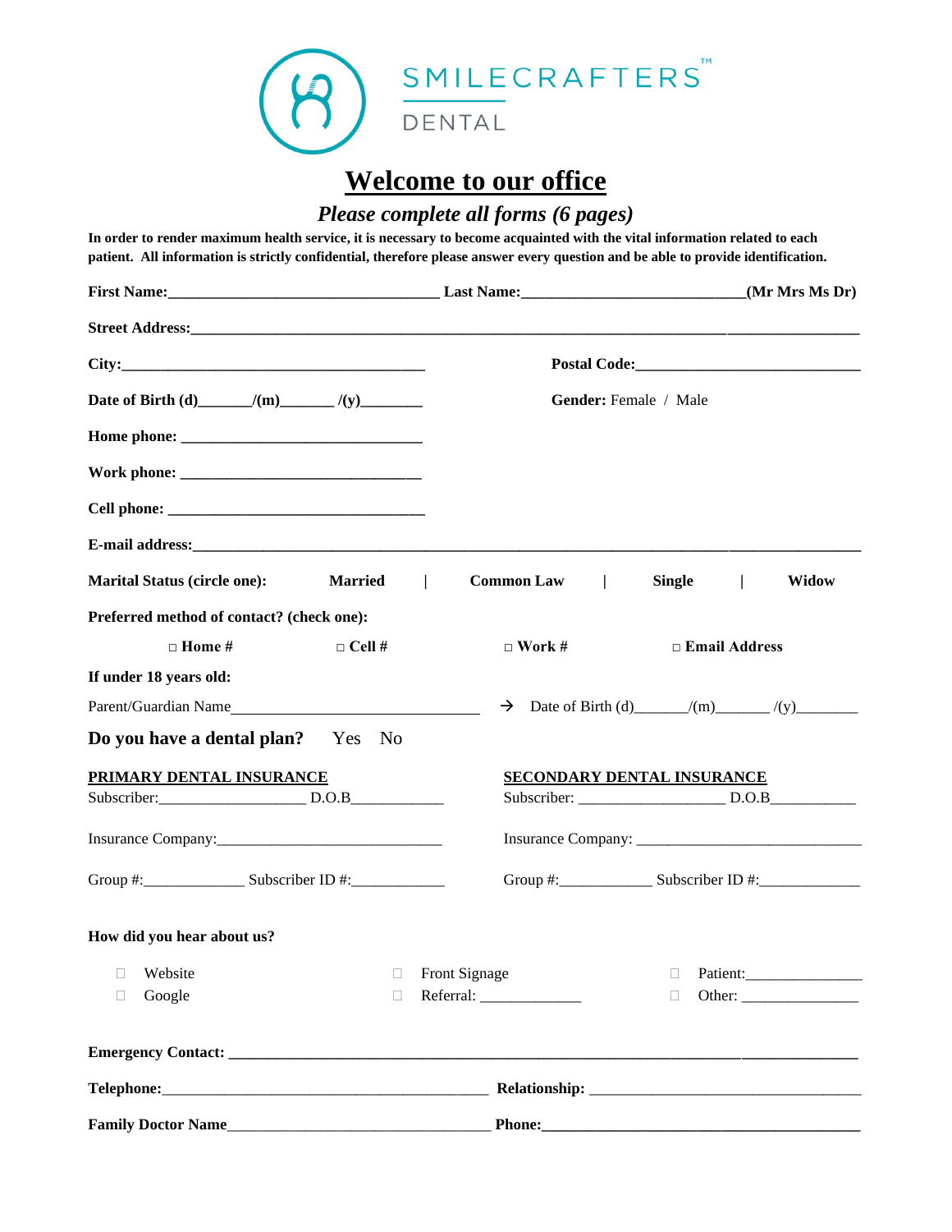SMILECRAFTERS™
DENTAL

# Welcome to our office

## *Please complete all forms (6 pages)*

**In order to render maximum health service, it is necessary to become acquainted with the vital information related to each patient. All information is strictly confidential, therefore please answer every question and be able to provide identification.**

**First Name:**__________________________________ **Last Name:**____________________________**(Mr Mrs Ms Dr)**

**Street Address:**________________________________________________________________________________________

**City:**_________________________________________ **Postal Code:**_____________________________

**Date of Birth (d)**_______**/(m)**_______ **/(y)**________ **Gender:** Female / Male

**Home phone:** _______________________________

**Work phone:** _______________________________

**Cell phone:** _________________________________

**E-mail address:**_______________________________________________________________________________________

**Marital Status (circle one):** **Married** | **Common Law** | **Single** | **Widow**

**Preferred method of contact? (check one):**

□ **Home #** □ **Cell #** □ **Work #** □ **Email Address**

**If under 18 years old:**

Parent/Guardian Name_________________________________ → Date of Birth (d)_______/(m)_______ /(y)________

**Do you have a dental plan?** Yes No

**PRIMARY DENTAL INSURANCE**

Subscriber:___________________ D.O.B____________

Insurance Company:_____________________________

Group #:_____________ Subscriber ID #:____________

**SECONDARY DENTAL INSURANCE**

Subscriber: ___________________ D.O.B___________

Insurance Company: _____________________________

Group #:____________ Subscriber ID #:_____________

**How did you hear about us?**

- □ Website
- □ Google
- □ Front Signage
- □ Referral: _____________
- □ Patient:_______________
- □ Other: _______________

**Emergency Contact:** ___________________________________________________________________________________

**Telephone:**___________________________________________ **Relationship:** ___________________________________

**Family Doctor Name**__________________________________ **Phone:**__________________________________________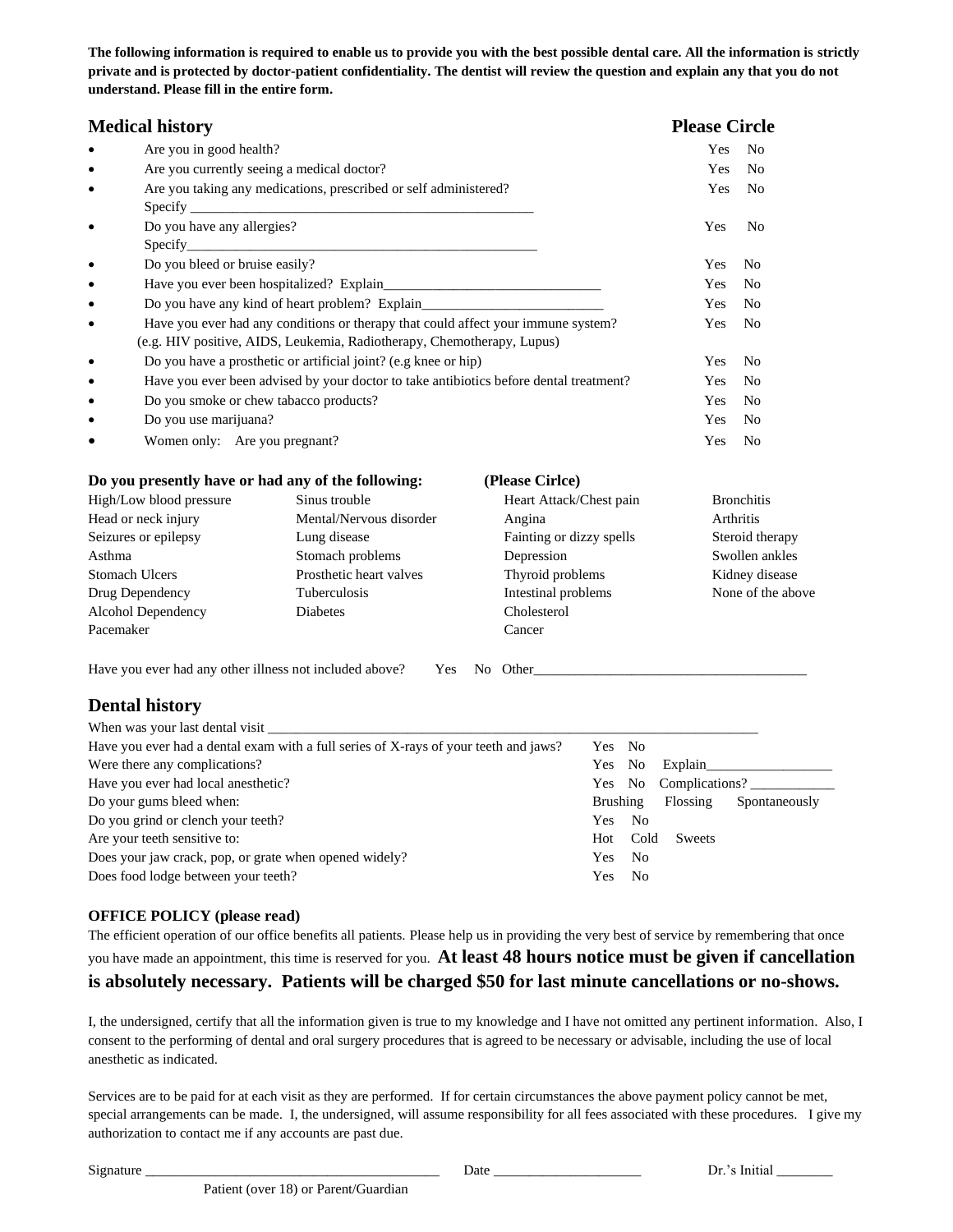**The following information is required to enable us to provide you with the best possible dental care. All the information is strictly private and is protected by doctor-patient confidentiality. The dentist will review the question and explain any that you do not understand. Please fill in the entire form.**

## Medical history

**Please Circle**

- Are you in good health? Yes No
- Are you currently seeing a medical doctor? Yes No
- Are you taking any medications, prescribed or self administered? Yes No
  Specify ___________________________________________________
- Do you have any allergies? Yes No
  Specify_____________________________________________________
- Do you bleed or bruise easily? Yes No
- Have you ever been hospitalized? Explain_______________________________ Yes No
- Do you have any kind of heart problem? Explain__________________________ Yes No
- Have you ever had any conditions or therapy that could affect your immune system? Yes No
  (e.g. HIV positive, AIDS, Leukemia, Radiotherapy, Chemotherapy, Lupus)
- Do you have a prosthetic or artificial joint? (e.g knee or hip) Yes No
- Have you ever been advised by your doctor to take antibiotics before dental treatment? Yes No
- Do you smoke or chew tabacco products? Yes No
- Do you use marijuana? Yes No
- Women only: Are you pregnant? Yes No

**Do you presently have or had any of the following: (Please Cirlce)**

| | | | |
|---|---|---|---|
| High/Low blood pressure | Sinus trouble | Heart Attack/Chest pain | Bronchitis |
| Head or neck injury | Mental/Nervous disorder | Angina | Arthritis |
| Seizures or epilepsy | Lung disease | Fainting or dizzy spells | Steroid therapy |
| Asthma | Stomach problems | Depression | Swollen ankles |
| Stomach Ulcers | Prosthetic heart valves | Thyroid problems | Kidney disease |
| Drug Dependency | Tuberculosis | Intestinal problems | None of the above |
| Alcohol Dependency | Diabetes | Cholesterol | |
| Pacemaker | | Cancer | |

Have you ever had any other illness not included above? Yes No Other_______________________________________

## Dental history

When was your last dental visit ________________________________________________________________________

Have you ever had a dental exam with a full series of X-rays of your teeth and jaws? Yes No

Were there any complications? Yes No Explain__________________

Have you ever had local anesthetic? Yes No Complications? ____________

Do your gums bleed when: Brushing Flossing Spontaneously

Do you grind or clench your teeth? Yes No

Are your teeth sensitive to: Hot Cold Sweets

Does your jaw crack, pop, or grate when opened widely? Yes No

Does food lodge between your teeth? Yes No

**OFFICE POLICY (please read)**

The efficient operation of our office benefits all patients. Please help us in providing the very best of service by remembering that once you have made an appointment, this time is reserved for you. **At least 48 hours notice must be given if cancellation is absolutely necessary. Patients will be charged $50 for last minute cancellations or no-shows.**

I, the undersigned, certify that all the information given is true to my knowledge and I have not omitted any pertinent information. Also, I consent to the performing of dental and oral surgery procedures that is agreed to be necessary or advisable, including the use of local anesthetic as indicated.

Services are to be paid for at each visit as they are performed. If for certain circumstances the above payment policy cannot be met, special arrangements can be made. I, the undersigned, will assume responsibility for all fees associated with these procedures. I give my authorization to contact me if any accounts are past due.

Signature __________________________________________ Date _____________________ Dr.'s Initial ________

Patient (over 18) or Parent/Guardian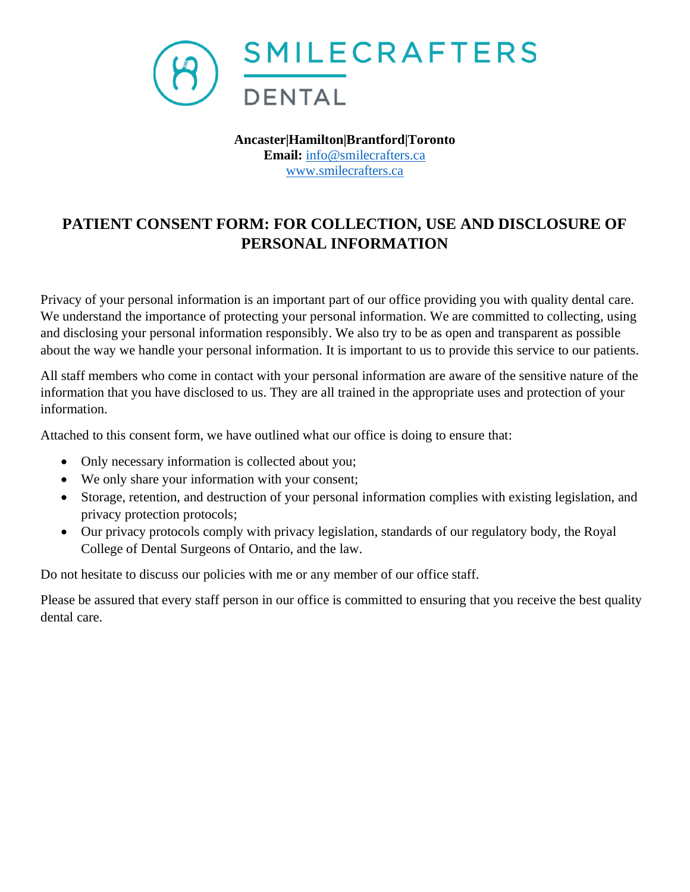# SMILECRAFTERS DENTAL

**Ancaster|Hamilton|Brantford|Toronto**
**Email:** info@smilecrafters.ca
www.smilecrafters.ca

## PATIENT CONSENT FORM: FOR COLLECTION, USE AND DISCLOSURE OF PERSONAL INFORMATION

Privacy of your personal information is an important part of our office providing you with quality dental care. We understand the importance of protecting your personal information. We are committed to collecting, using and disclosing your personal information responsibly. We also try to be as open and transparent as possible about the way we handle your personal information. It is important to us to provide this service to our patients.

All staff members who come in contact with your personal information are aware of the sensitive nature of the information that you have disclosed to us. They are all trained in the appropriate uses and protection of your information.

Attached to this consent form, we have outlined what our office is doing to ensure that:

- Only necessary information is collected about you;
- We only share your information with your consent;
- Storage, retention, and destruction of your personal information complies with existing legislation, and privacy protection protocols;
- Our privacy protocols comply with privacy legislation, standards of our regulatory body, the Royal College of Dental Surgeons of Ontario, and the law.

Do not hesitate to discuss our policies with me or any member of our office staff.

Please be assured that every staff person in our office is committed to ensuring that you receive the best quality dental care.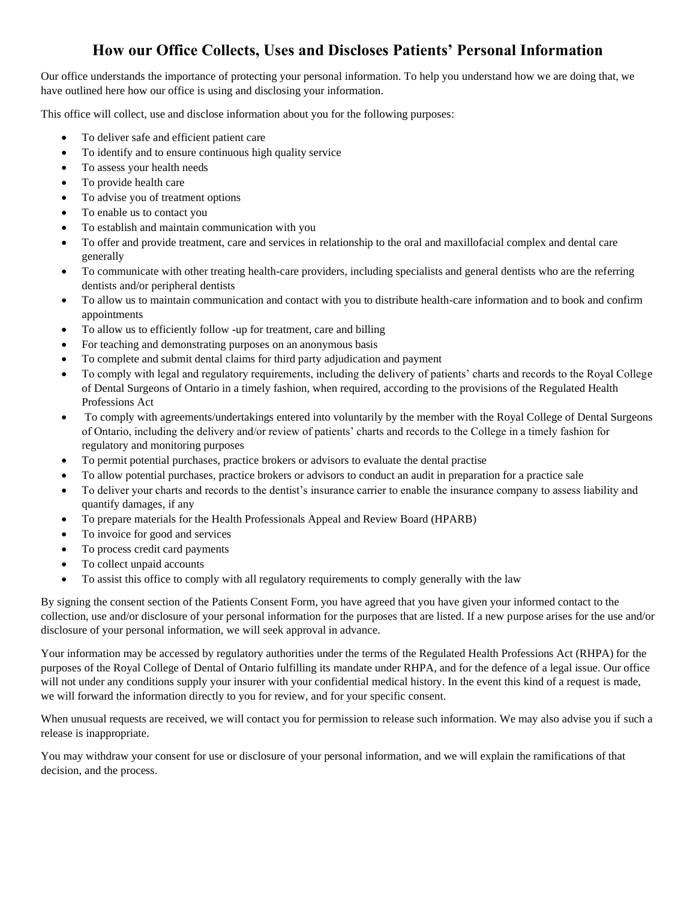# How our Office Collects, Uses and Discloses Patients' Personal Information

Our office understands the importance of protecting your personal information. To help you understand how we are doing that, we have outlined here how our office is using and disclosing your information.

This office will collect, use and disclose information about you for the following purposes:

- To deliver safe and efficient patient care
- To identify and to ensure continuous high quality service
- To assess your health needs
- To provide health care
- To advise you of treatment options
- To enable us to contact you
- To establish and maintain communication with you
- To offer and provide treatment, care and services in relationship to the oral and maxillofacial complex and dental care generally
- To communicate with other treating health-care providers, including specialists and general dentists who are the referring dentists and/or peripheral dentists
- To allow us to maintain communication and contact with you to distribute health-care information and to book and confirm appointments
- To allow us to efficiently follow -up for treatment, care and billing
- For teaching and demonstrating purposes on an anonymous basis
- To complete and submit dental claims for third party adjudication and payment
- To comply with legal and regulatory requirements, including the delivery of patients' charts and records to the Royal College of Dental Surgeons of Ontario in a timely fashion, when required, according to the provisions of the Regulated Health Professions Act
- To comply with agreements/undertakings entered into voluntarily by the member with the Royal College of Dental Surgeons of Ontario, including the delivery and/or review of patients' charts and records to the College in a timely fashion for regulatory and monitoring purposes
- To permit potential purchases, practice brokers or advisors to evaluate the dental practise
- To allow potential purchases, practice brokers or advisors to conduct an audit in preparation for a practice sale
- To deliver your charts and records to the dentist's insurance carrier to enable the insurance company to assess liability and quantify damages, if any
- To prepare materials for the Health Professionals Appeal and Review Board (HPARB)
- To invoice for good and services
- To process credit card payments
- To collect unpaid accounts
- To assist this office to comply with all regulatory requirements to comply generally with the law

By signing the consent section of the Patients Consent Form, you have agreed that you have given your informed contact to the collection, use and/or disclosure of your personal information for the purposes that are listed. If a new purpose arises for the use and/or disclosure of your personal information, we will seek approval in advance.

Your information may be accessed by regulatory authorities under the terms of the Regulated Health Professions Act (RHPA) for the purposes of the Royal College of Dental of Ontario fulfilling its mandate under RHPA, and for the defence of a legal issue. Our office will not under any conditions supply your insurer with your confidential medical history. In the event this kind of a request is made, we will forward the information directly to you for review, and for your specific consent.

When unusual requests are received, we will contact you for permission to release such information. We may also advise you if such a release is inappropriate.

You may withdraw your consent for use or disclosure of your personal information, and we will explain the ramifications of that decision, and the process.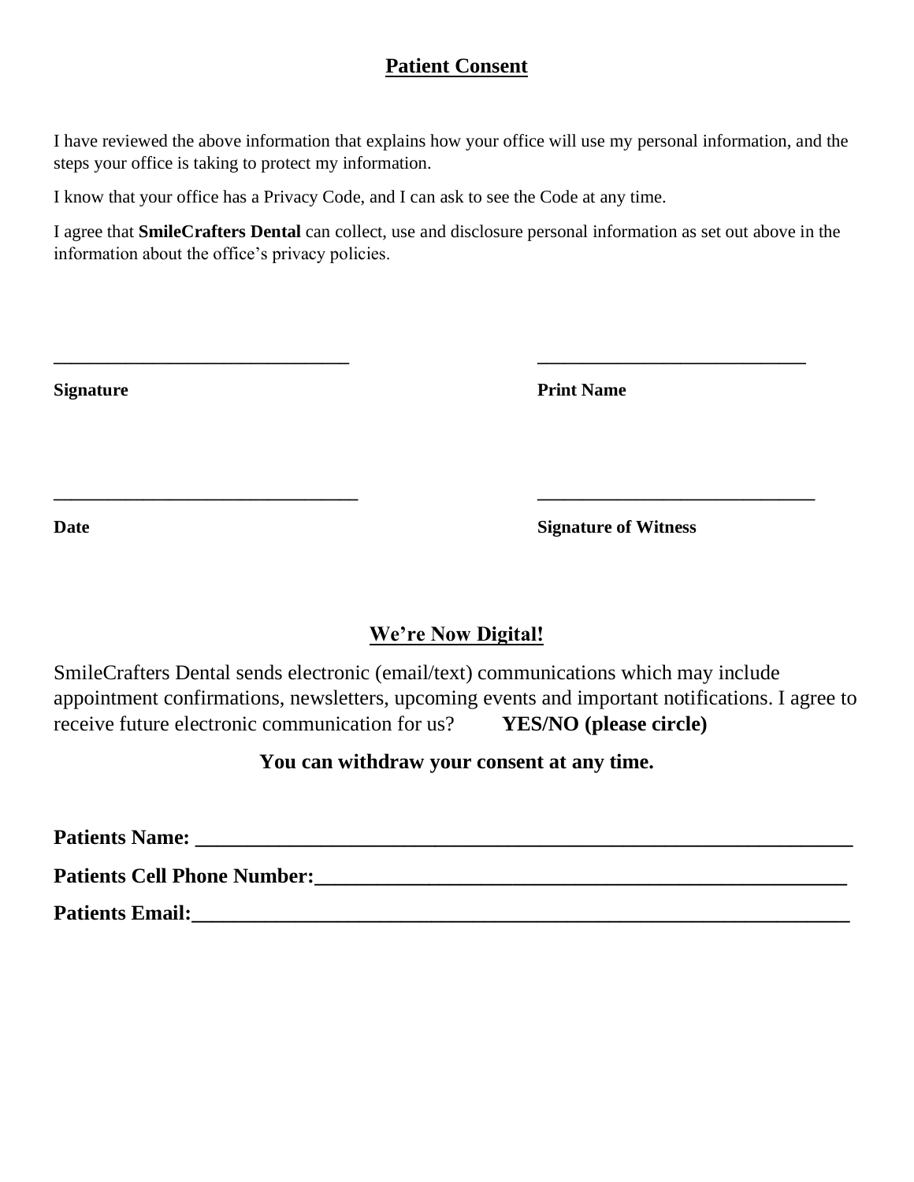## Patient Consent

I have reviewed the above information that explains how your office will use my personal information, and the steps your office is taking to protect my information.

I know that your office has a Privacy Code, and I can ask to see the Code at any time.

I agree that **SmileCrafters Dental** can collect, use and disclosure personal information as set out above in the information about the office's privacy policies.

| | |
|---|---|
| _______________________________ | ____________________________ |
| **Signature** | **Print Name** |
| ________________________________ | _____________________________ |
| **Date** | **Signature of Witness** |

## We're Now Digital!

SmileCrafters Dental sends electronic (email/text) communications which may include appointment confirmations, newsletters, upcoming events and important notifications. I agree to receive future electronic communication for us? **YES/NO (please circle)**

**You can withdraw your consent at any time.**

**Patients Name:** ____________________________________________________________

**Patients Cell Phone Number:**________________________________________________

**Patients Email:**______________________________________________________________